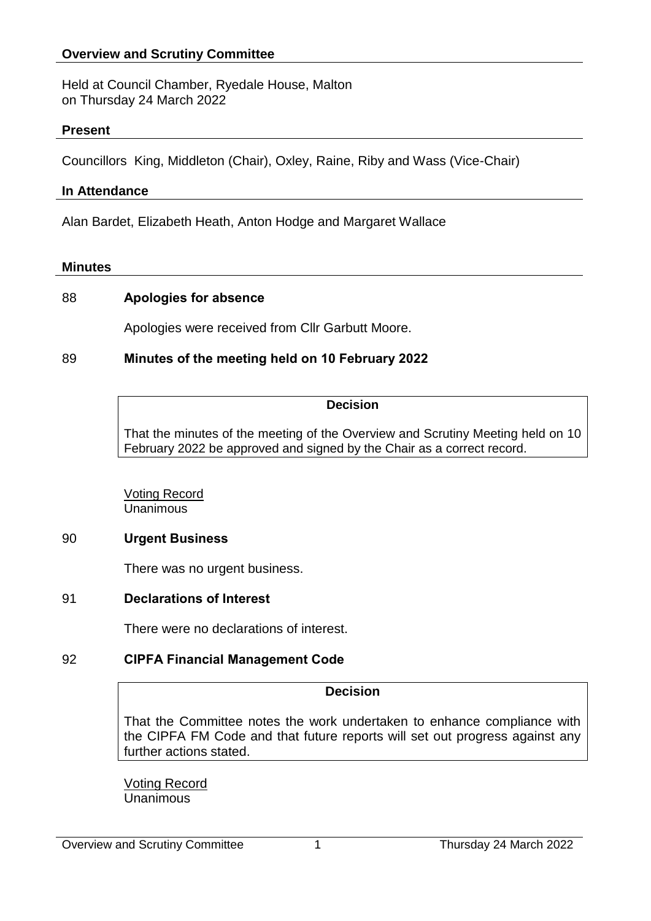## Overview and Scrutiny Committee

Held at Council Chamber, Ryedale House, Malton
on Thursday 24 March 2022

### Present

Councillors King, Middleton (Chair), Oxley, Raine, Riby and Wass (Vice-Chair)

### In Attendance

Alan Bardet, Elizabeth Heath, Anton Hodge and Margaret Wallace

### Minutes

#### 88 Apologies for absence

Apologies were received from Cllr Garbutt Moore.

#### 89 Minutes of the meeting held on 10 February 2022

**Decision**

That the minutes of the meeting of the Overview and Scrutiny Meeting held on 10 February 2022 be approved and signed by the Chair as a correct record.

Voting Record
Unanimous

#### 90 Urgent Business

There was no urgent business.

#### 91 Declarations of Interest

There were no declarations of interest.

#### 92 CIPFA Financial Management Code

**Decision**

That the Committee notes the work undertaken to enhance compliance with the CIPFA FM Code and that future reports will set out progress against any further actions stated.

Voting Record
Unanimous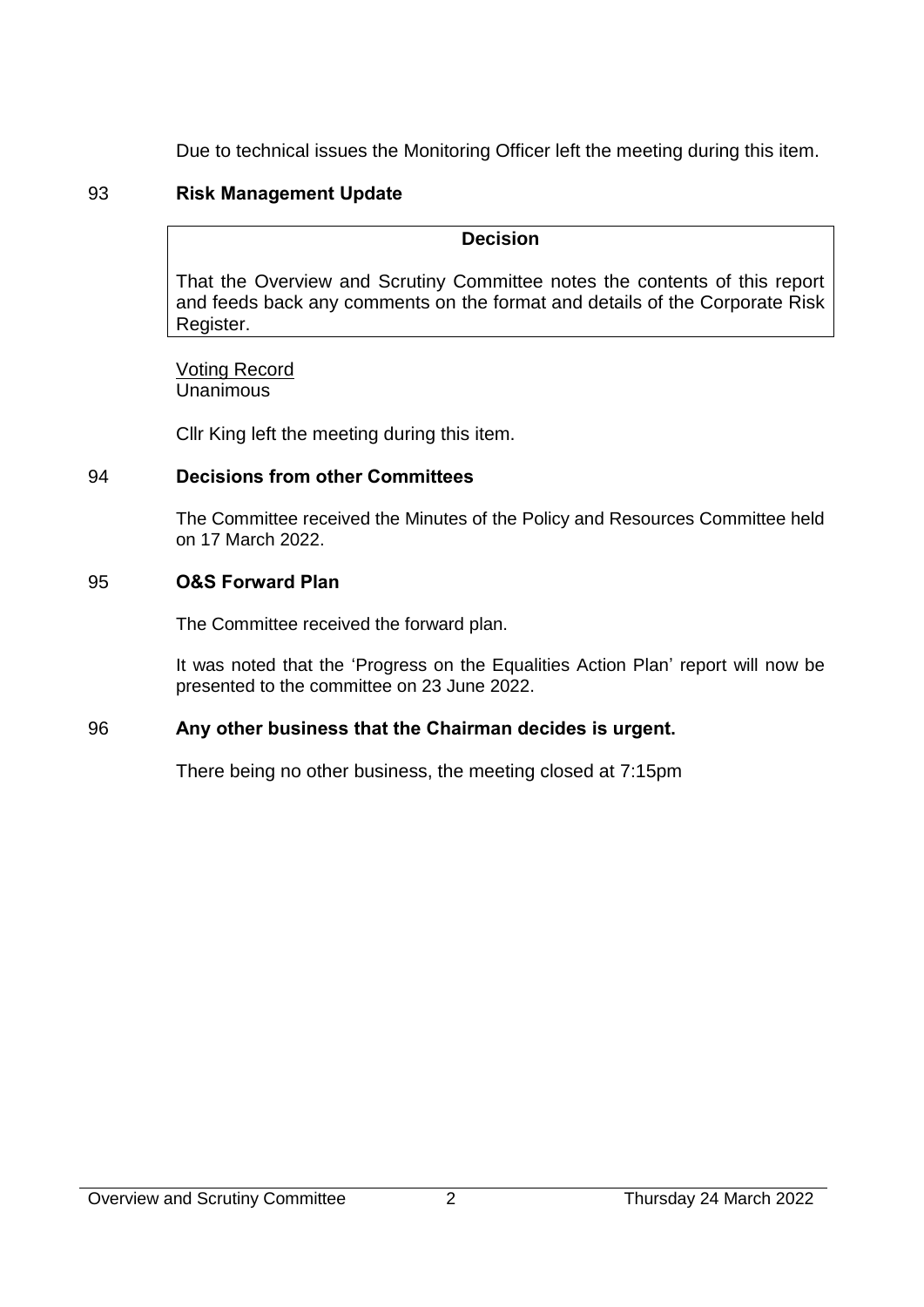Due to technical issues the Monitoring Officer left the meeting during this item.

## 93 Risk Management Update

**Decision**

That the Overview and Scrutiny Committee notes the contents of this report and feeds back any comments on the format and details of the Corporate Risk Register.

Voting Record
Unanimous

Cllr King left the meeting during this item.

## 94 Decisions from other Committees

The Committee received the Minutes of the Policy and Resources Committee held on 17 March 2022.

## 95 O&S Forward Plan

The Committee received the forward plan.

It was noted that the 'Progress on the Equalities Action Plan' report will now be presented to the committee on 23 June 2022.

## 96 Any other business that the Chairman decides is urgent.

There being no other business, the meeting closed at 7:15pm